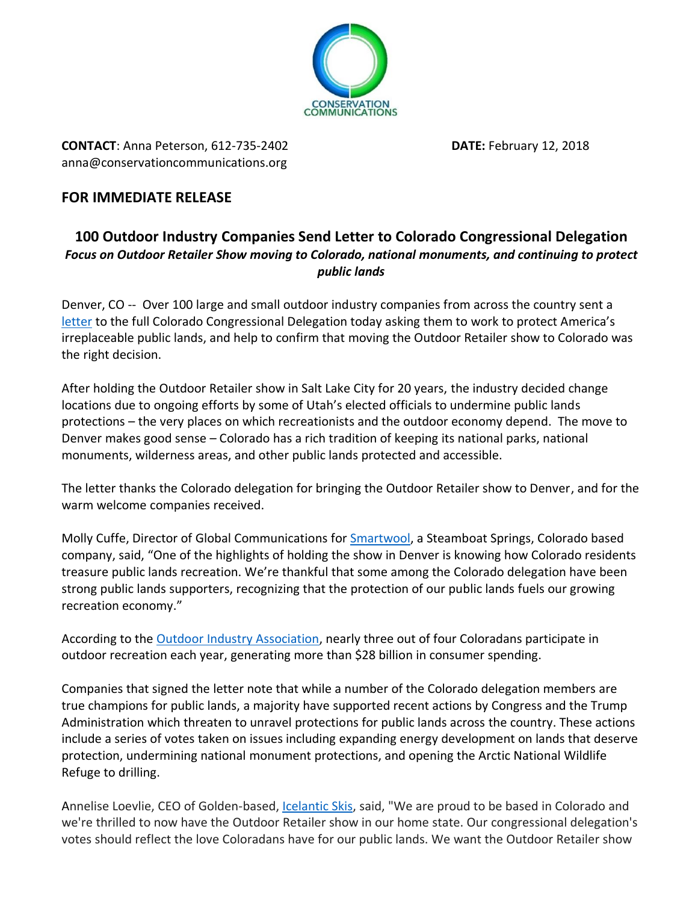CONSERVATION COMMUNICATIONS

**CONTACT**: Anna Peterson, 612-735-2402
anna@conservationcommunications.org

**DATE:** February 12, 2018

## FOR IMMEDIATE RELEASE

## 100 Outdoor Industry Companies Send Letter to Colorado Congressional Delegation

***Focus on Outdoor Retailer Show moving to Colorado, national monuments, and continuing to protect public lands***

Denver, CO -- Over 100 large and small outdoor industry companies from across the country sent a letter to the full Colorado Congressional Delegation today asking them to work to protect America's irreplaceable public lands, and help to confirm that moving the Outdoor Retailer show to Colorado was the right decision.

After holding the Outdoor Retailer show in Salt Lake City for 20 years, the industry decided change locations due to ongoing efforts by some of Utah's elected officials to undermine public lands protections – the very places on which recreationists and the outdoor economy depend. The move to Denver makes good sense – Colorado has a rich tradition of keeping its national parks, national monuments, wilderness areas, and other public lands protected and accessible.

The letter thanks the Colorado delegation for bringing the Outdoor Retailer show to Denver, and for the warm welcome companies received.

Molly Cuffe, Director of Global Communications for Smartwool, a Steamboat Springs, Colorado based company, said, "One of the highlights of holding the show in Denver is knowing how Colorado residents treasure public lands recreation. We're thankful that some among the Colorado delegation have been strong public lands supporters, recognizing that the protection of our public lands fuels our growing recreation economy."

According to the Outdoor Industry Association, nearly three out of four Coloradans participate in outdoor recreation each year, generating more than $28 billion in consumer spending.

Companies that signed the letter note that while a number of the Colorado delegation members are true champions for public lands, a majority have supported recent actions by Congress and the Trump Administration which threaten to unravel protections for public lands across the country. These actions include a series of votes taken on issues including expanding energy development on lands that deserve protection, undermining national monument protections, and opening the Arctic National Wildlife Refuge to drilling.

Annelise Loevlie, CEO of Golden-based, Icelantic Skis, said, "We are proud to be based in Colorado and we're thrilled to now have the Outdoor Retailer show in our home state. Our congressional delegation's votes should reflect the love Coloradans have for our public lands. We want the Outdoor Retailer show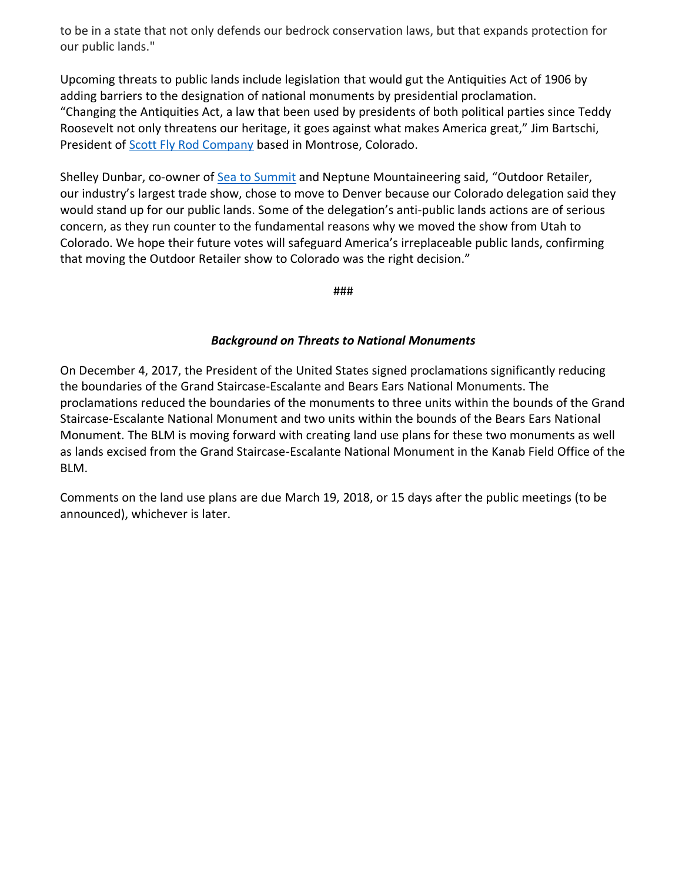to be in a state that not only defends our bedrock conservation laws, but that expands protection for our public lands."

Upcoming threats to public lands include legislation that would gut the Antiquities Act of 1906 by adding barriers to the designation of national monuments by presidential proclamation. "Changing the Antiquities Act, a law that been used by presidents of both political parties since Teddy Roosevelt not only threatens our heritage, it goes against what makes America great," Jim Bartschi, President of Scott Fly Rod Company based in Montrose, Colorado.

Shelley Dunbar, co-owner of Sea to Summit and Neptune Mountaineering said, "Outdoor Retailer, our industry's largest trade show, chose to move to Denver because our Colorado delegation said they would stand up for our public lands. Some of the delegation's anti-public lands actions are of serious concern, as they run counter to the fundamental reasons why we moved the show from Utah to Colorado. We hope their future votes will safeguard America's irreplaceable public lands, confirming that moving the Outdoor Retailer show to Colorado was the right decision."

###

***Background on Threats to National Monuments***

On December 4, 2017, the President of the United States signed proclamations significantly reducing the boundaries of the Grand Staircase-Escalante and Bears Ears National Monuments. The proclamations reduced the boundaries of the monuments to three units within the bounds of the Grand Staircase-Escalante National Monument and two units within the bounds of the Bears Ears National Monument. The BLM is moving forward with creating land use plans for these two monuments as well as lands excised from the Grand Staircase-Escalante National Monument in the Kanab Field Office of the BLM.

Comments on the land use plans are due March 19, 2018, or 15 days after the public meetings (to be announced), whichever is later.